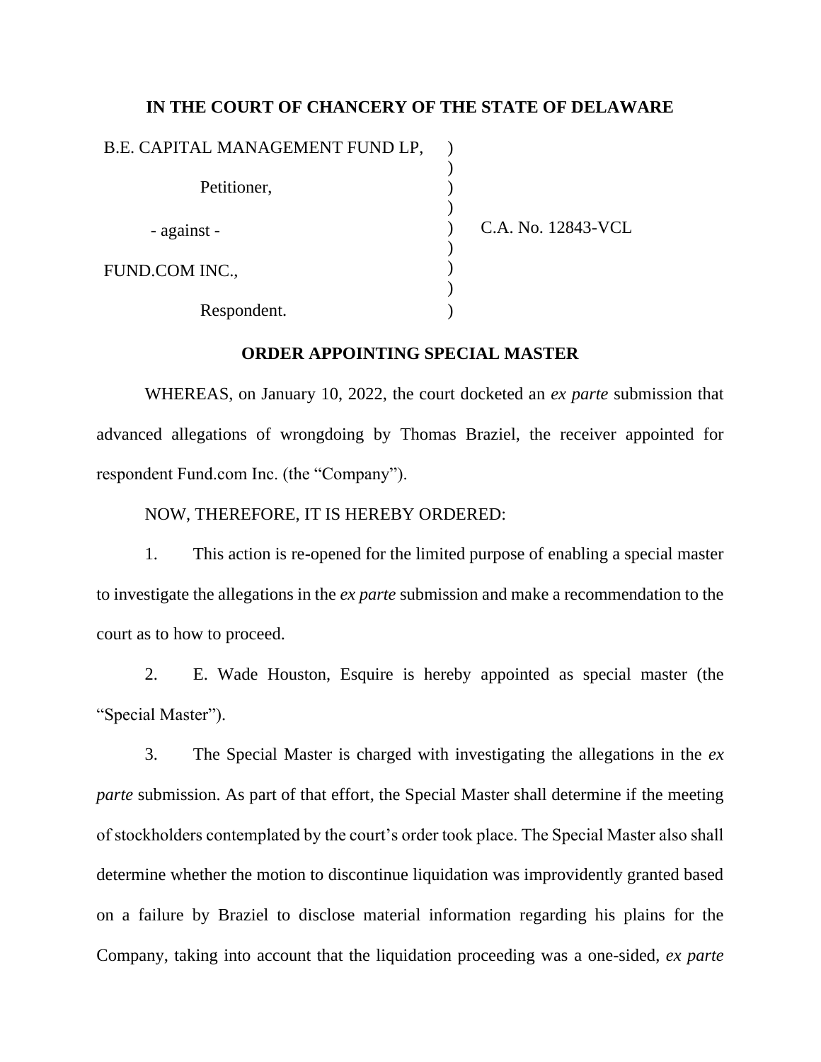**IN THE COURT OF CHANCERY OF THE STATE OF DELAWARE**

| | | |
|---|---|---|
| B.E. CAPITAL MANAGEMENT FUND LP, | ) | |
| | ) | |
| Petitioner, | ) | |
| | ) | |
| - against - | ) | C.A. No. 12843-VCL |
| | ) | |
| FUND.COM INC., | ) | |
| | ) | |
| Respondent. | ) | |

**ORDER APPOINTING SPECIAL MASTER**

WHEREAS, on January 10, 2022, the court docketed an *ex parte* submission that advanced allegations of wrongdoing by Thomas Braziel, the receiver appointed for respondent Fund.com Inc. (the "Company").

NOW, THEREFORE, IT IS HEREBY ORDERED:

1. This action is re-opened for the limited purpose of enabling a special master to investigate the allegations in the *ex parte* submission and make a recommendation to the court as to how to proceed.

2. E. Wade Houston, Esquire is hereby appointed as special master (the "Special Master").

3. The Special Master is charged with investigating the allegations in the *ex parte* submission. As part of that effort, the Special Master shall determine if the meeting of stockholders contemplated by the court's order took place. The Special Master also shall determine whether the motion to discontinue liquidation was improvidently granted based on a failure by Braziel to disclose material information regarding his plains for the Company, taking into account that the liquidation proceeding was a one-sided, *ex parte*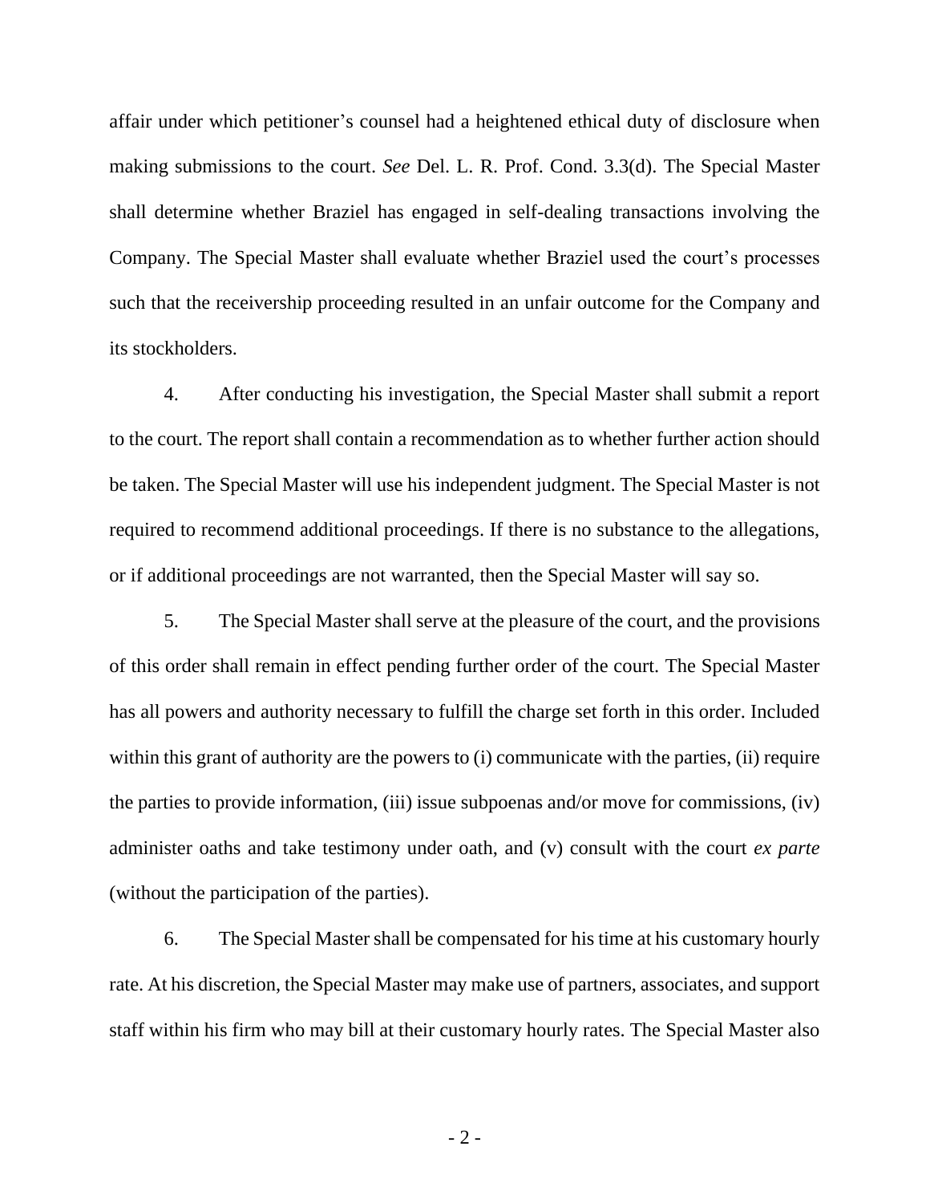affair under which petitioner's counsel had a heightened ethical duty of disclosure when making submissions to the court. *See* Del. L. R. Prof. Cond. 3.3(d). The Special Master shall determine whether Braziel has engaged in self-dealing transactions involving the Company. The Special Master shall evaluate whether Braziel used the court's processes such that the receivership proceeding resulted in an unfair outcome for the Company and its stockholders.

4. After conducting his investigation, the Special Master shall submit a report to the court. The report shall contain a recommendation as to whether further action should be taken. The Special Master will use his independent judgment. The Special Master is not required to recommend additional proceedings. If there is no substance to the allegations, or if additional proceedings are not warranted, then the Special Master will say so.

5. The Special Master shall serve at the pleasure of the court, and the provisions of this order shall remain in effect pending further order of the court. The Special Master has all powers and authority necessary to fulfill the charge set forth in this order. Included within this grant of authority are the powers to (i) communicate with the parties, (ii) require the parties to provide information, (iii) issue subpoenas and/or move for commissions, (iv) administer oaths and take testimony under oath, and (v) consult with the court *ex parte* (without the participation of the parties).

6. The Special Master shall be compensated for his time at his customary hourly rate. At his discretion, the Special Master may make use of partners, associates, and support staff within his firm who may bill at their customary hourly rates. The Special Master also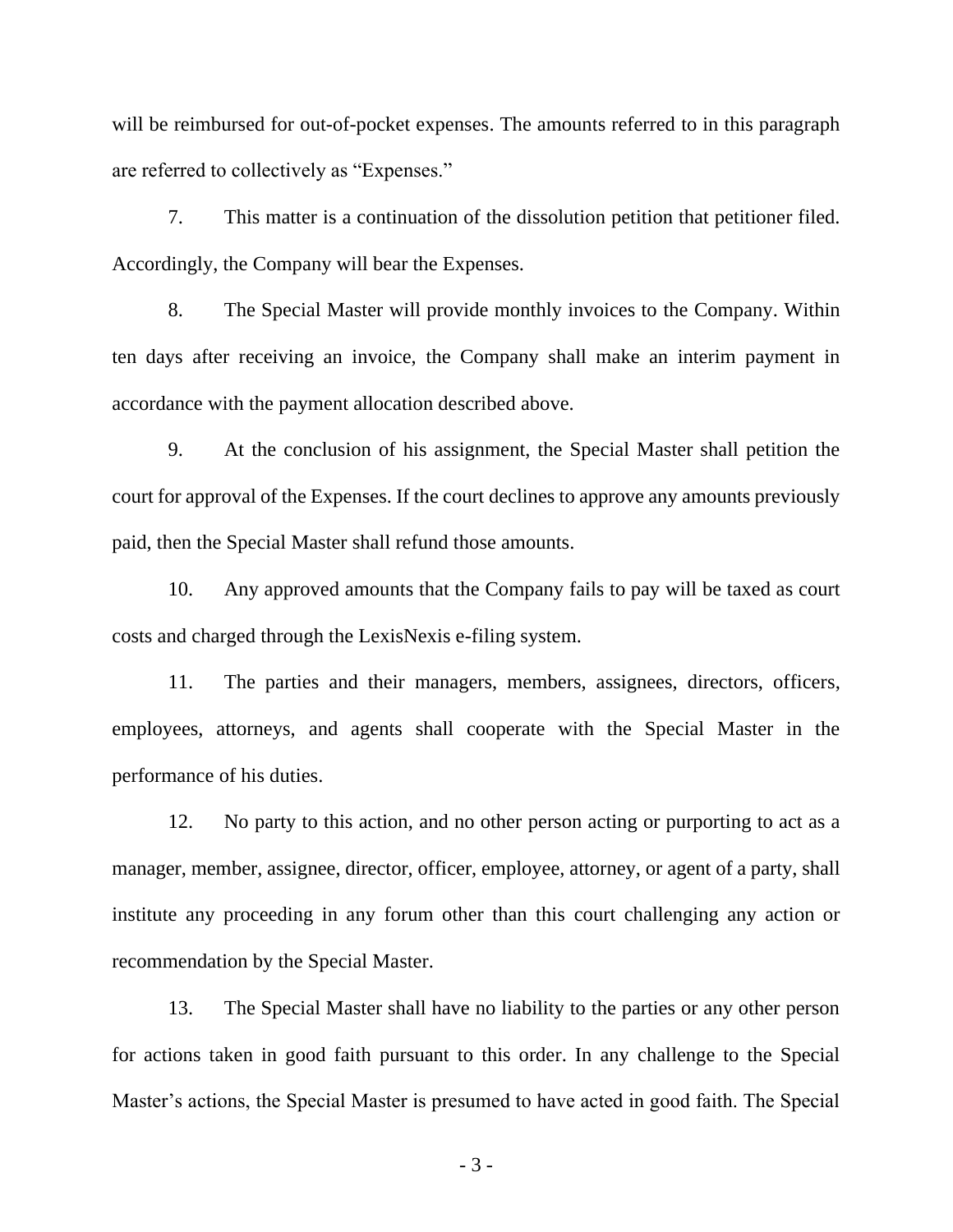will be reimbursed for out-of-pocket expenses. The amounts referred to in this paragraph are referred to collectively as "Expenses."

7. This matter is a continuation of the dissolution petition that petitioner filed. Accordingly, the Company will bear the Expenses.

8. The Special Master will provide monthly invoices to the Company. Within ten days after receiving an invoice, the Company shall make an interim payment in accordance with the payment allocation described above.

9. At the conclusion of his assignment, the Special Master shall petition the court for approval of the Expenses. If the court declines to approve any amounts previously paid, then the Special Master shall refund those amounts.

10. Any approved amounts that the Company fails to pay will be taxed as court costs and charged through the LexisNexis e-filing system.

11. The parties and their managers, members, assignees, directors, officers, employees, attorneys, and agents shall cooperate with the Special Master in the performance of his duties.

12. No party to this action, and no other person acting or purporting to act as a manager, member, assignee, director, officer, employee, attorney, or agent of a party, shall institute any proceeding in any forum other than this court challenging any action or recommendation by the Special Master.

13. The Special Master shall have no liability to the parties or any other person for actions taken in good faith pursuant to this order. In any challenge to the Special Master's actions, the Special Master is presumed to have acted in good faith. The Special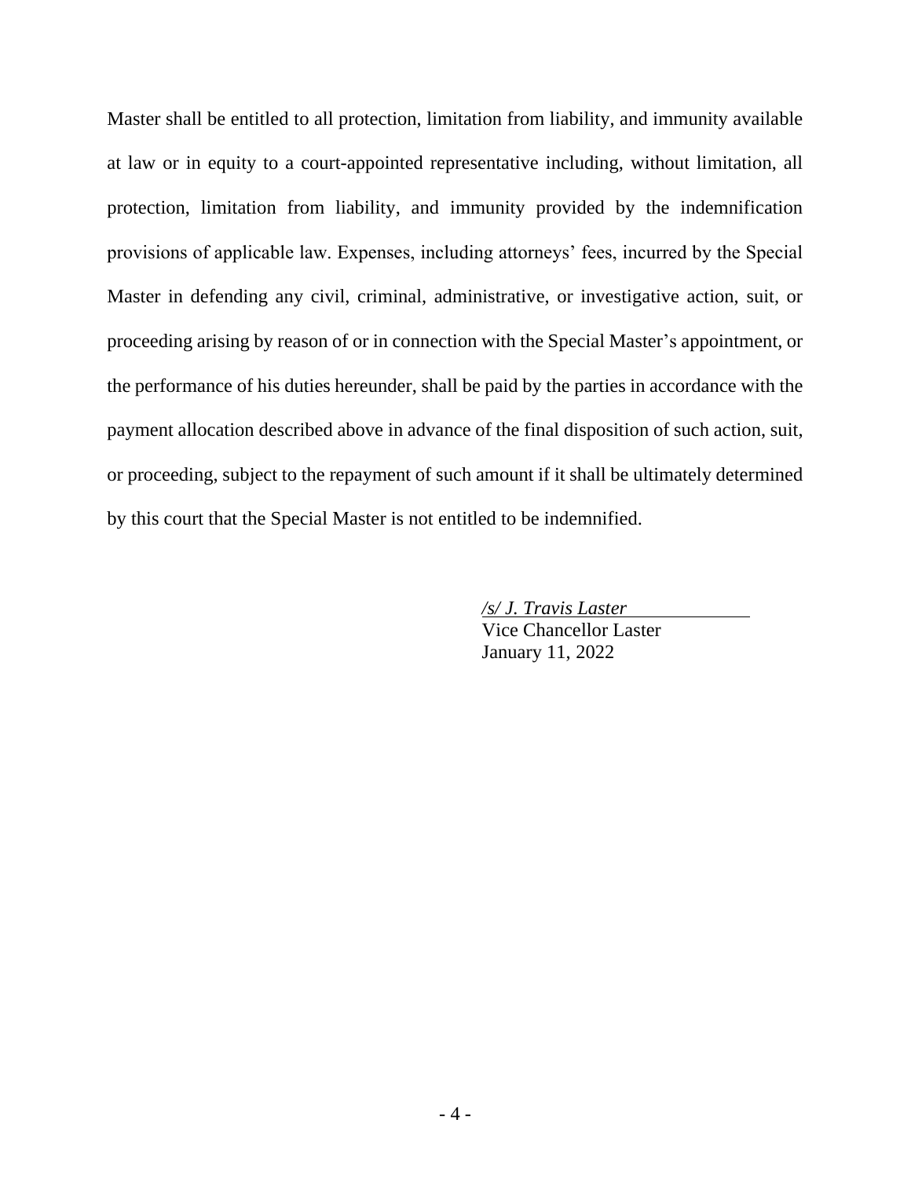Master shall be entitled to all protection, limitation from liability, and immunity available at law or in equity to a court-appointed representative including, without limitation, all protection, limitation from liability, and immunity provided by the indemnification provisions of applicable law. Expenses, including attorneys' fees, incurred by the Special Master in defending any civil, criminal, administrative, or investigative action, suit, or proceeding arising by reason of or in connection with the Special Master's appointment, or the performance of his duties hereunder, shall be paid by the parties in accordance with the payment allocation described above in advance of the final disposition of such action, suit, or proceeding, subject to the repayment of such amount if it shall be ultimately determined by this court that the Special Master is not entitled to be indemnified.

*/s/ J. Travis Laster*
Vice Chancellor Laster
January 11, 2022